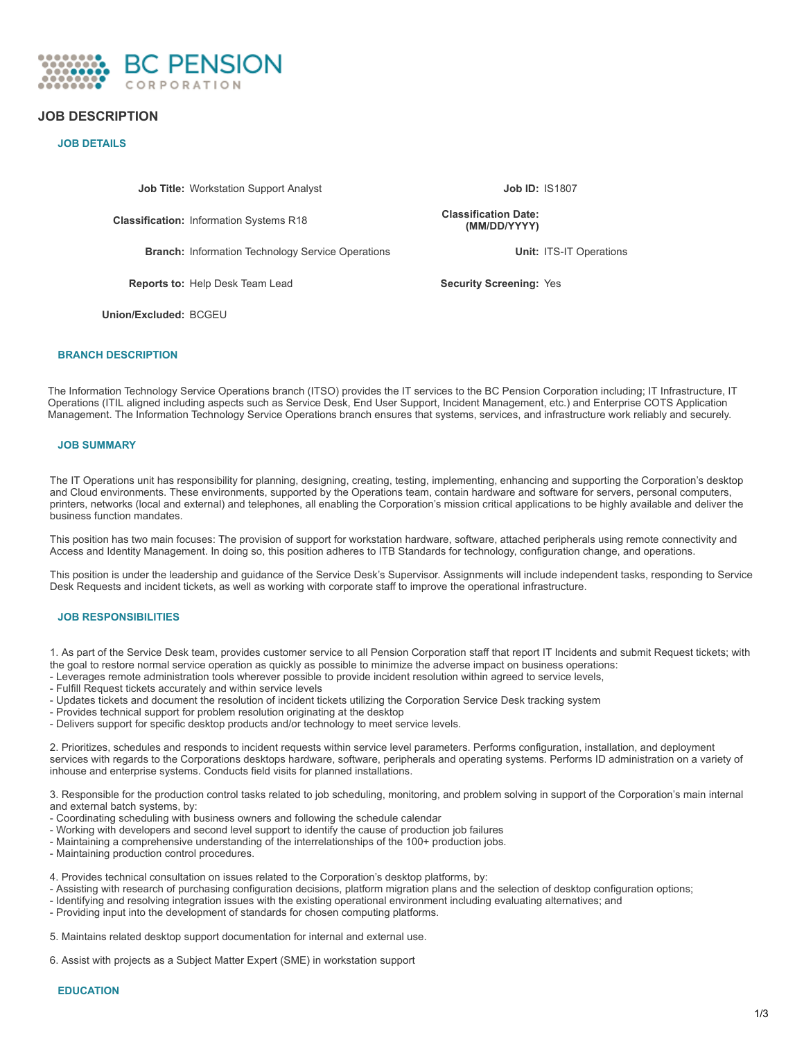BC PENSION CORPORATION

# JOB DESCRIPTION

## JOB DETAILS

| | | | |
|---|---|---|---|
| **Job Title:** | Workstation Support Analyst | **Job ID:** | IS1807 |
| **Classification:** | Information Systems R18 | **Classification Date: (MM/DD/YYYY)** | |
| **Branch:** | Information Technology Service Operations | **Unit:** | ITS-IT Operations |
| **Reports to:** | Help Desk Team Lead | **Security Screening:** | Yes |
| **Union/Excluded:** | BCGEU | | |

## BRANCH DESCRIPTION

The Information Technology Service Operations branch (ITSO) provides the IT services to the BC Pension Corporation including; IT Infrastructure, IT Operations (ITIL aligned including aspects such as Service Desk, End User Support, Incident Management, etc.) and Enterprise COTS Application Management. The Information Technology Service Operations branch ensures that systems, services, and infrastructure work reliably and securely.

## JOB SUMMARY

The IT Operations unit has responsibility for planning, designing, creating, testing, implementing, enhancing and supporting the Corporation's desktop and Cloud environments. These environments, supported by the Operations team, contain hardware and software for servers, personal computers, printers, networks (local and external) and telephones, all enabling the Corporation's mission critical applications to be highly available and deliver the business function mandates.

This position has two main focuses: The provision of support for workstation hardware, software, attached peripherals using remote connectivity and Access and Identity Management. In doing so, this position adheres to ITB Standards for technology, configuration change, and operations.

This position is under the leadership and guidance of the Service Desk's Supervisor. Assignments will include independent tasks, responding to Service Desk Requests and incident tickets, as well as working with corporate staff to improve the operational infrastructure.

## JOB RESPONSIBILITIES

1. As part of the Service Desk team, provides customer service to all Pension Corporation staff that report IT Incidents and submit Request tickets; with the goal to restore normal service operation as quickly as possible to minimize the adverse impact on business operations:
- Leverages remote administration tools wherever possible to provide incident resolution within agreed to service levels,
- Fulfill Request tickets accurately and within service levels
- Updates tickets and document the resolution of incident tickets utilizing the Corporation Service Desk tracking system
- Provides technical support for problem resolution originating at the desktop
- Delivers support for specific desktop products and/or technology to meet service levels.

2. Prioritizes, schedules and responds to incident requests within service level parameters. Performs configuration, installation, and deployment services with regards to the Corporations desktops hardware, software, peripherals and operating systems. Performs ID administration on a variety of inhouse and enterprise systems. Conducts field visits for planned installations.

3. Responsible for the production control tasks related to job scheduling, monitoring, and problem solving in support of the Corporation's main internal and external batch systems, by:
- Coordinating scheduling with business owners and following the schedule calendar
- Working with developers and second level support to identify the cause of production job failures
- Maintaining a comprehensive understanding of the interrelationships of the 100+ production jobs.
- Maintaining production control procedures.

4. Provides technical consultation on issues related to the Corporation's desktop platforms, by:
- Assisting with research of purchasing configuration decisions, platform migration plans and the selection of desktop configuration options;
- Identifying and resolving integration issues with the existing operational environment including evaluating alternatives; and
- Providing input into the development of standards for chosen computing platforms.

5. Maintains related desktop support documentation for internal and external use.

6. Assist with projects as a Subject Matter Expert (SME) in workstation support

## EDUCATION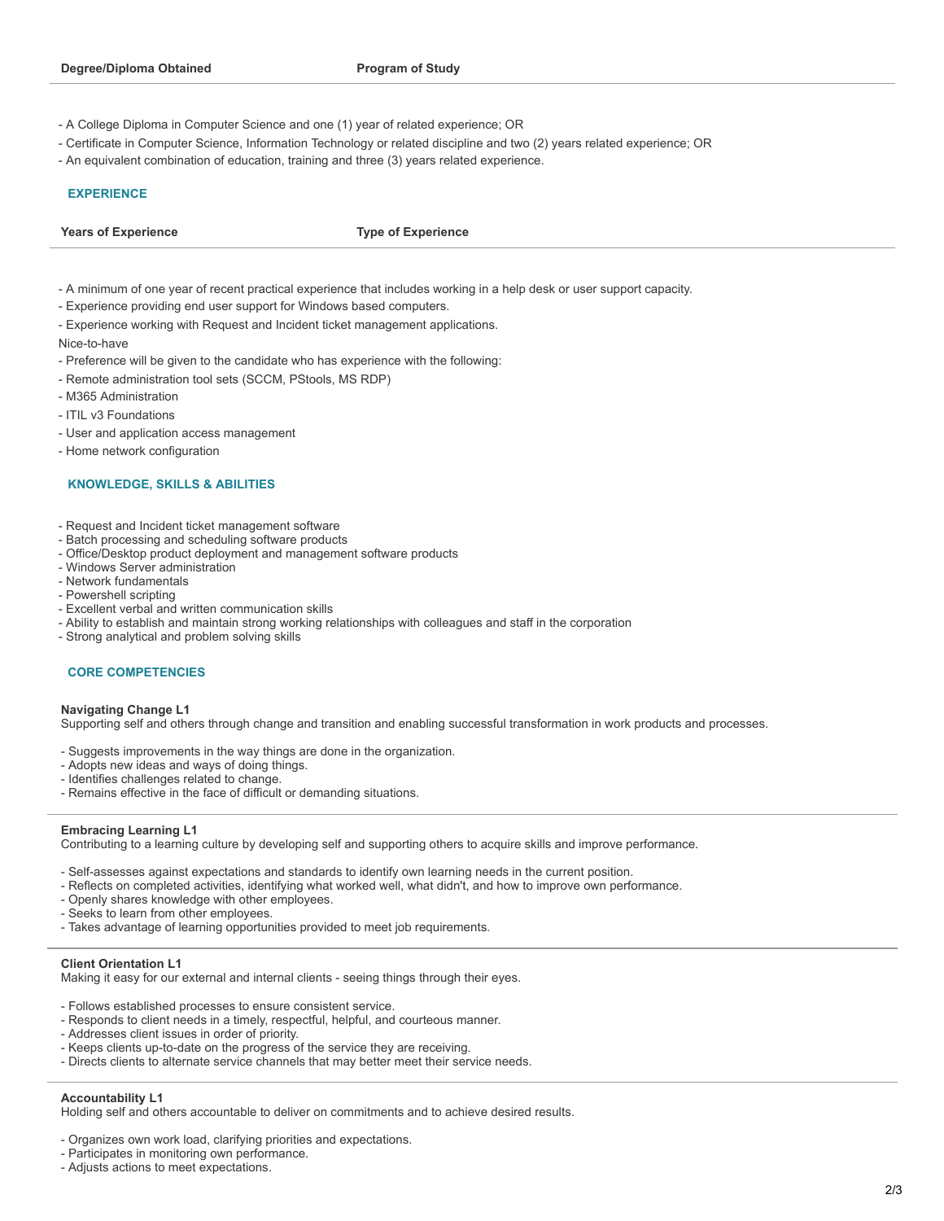| Degree/Diploma Obtained | Program of Study |
| --- | --- |

- A College Diploma in Computer Science and one (1) year of related experience; OR
- Certificate in Computer Science, Information Technology or related discipline and two (2) years related experience; OR
- An equivalent combination of education, training and three (3) years related experience.

## EXPERIENCE

| Years of Experience | Type of Experience |
| --- | --- |

- A minimum of one year of recent practical experience that includes working in a help desk or user support capacity.
- Experience providing end user support for Windows based computers.
- Experience working with Request and Incident ticket management applications.

Nice-to-have

- Preference will be given to the candidate who has experience with the following:
- Remote administration tool sets (SCCM, PStools, MS RDP)
- M365 Administration
- ITIL v3 Foundations
- User and application access management
- Home network configuration

## KNOWLEDGE, SKILLS & ABILITIES

- Request and Incident ticket management software
- Batch processing and scheduling software products
- Office/Desktop product deployment and management software products
- Windows Server administration
- Network fundamentals
- Powershell scripting
- Excellent verbal and written communication skills
- Ability to establish and maintain strong working relationships with colleagues and staff in the corporation
- Strong analytical and problem solving skills

## CORE COMPETENCIES

**Navigating Change L1**
Supporting self and others through change and transition and enabling successful transformation in work products and processes.

- Suggests improvements in the way things are done in the organization.
- Adopts new ideas and ways of doing things.
- Identifies challenges related to change.
- Remains effective in the face of difficult or demanding situations.

---

**Embracing Learning L1**
Contributing to a learning culture by developing self and supporting others to acquire skills and improve performance.

- Self-assesses against expectations and standards to identify own learning needs in the current position.
- Reflects on completed activities, identifying what worked well, what didn't, and how to improve own performance.
- Openly shares knowledge with other employees.
- Seeks to learn from other employees.
- Takes advantage of learning opportunities provided to meet job requirements.

---

**Client Orientation L1**
Making it easy for our external and internal clients - seeing things through their eyes.

- Follows established processes to ensure consistent service.
- Responds to client needs in a timely, respectful, helpful, and courteous manner.
- Addresses client issues in order of priority.
- Keeps clients up-to-date on the progress of the service they are receiving.
- Directs clients to alternate service channels that may better meet their service needs.

---

**Accountability L1**
Holding self and others accountable to deliver on commitments and to achieve desired results.

- Organizes own work load, clarifying priorities and expectations.
- Participates in monitoring own performance.
- Adjusts actions to meet expectations.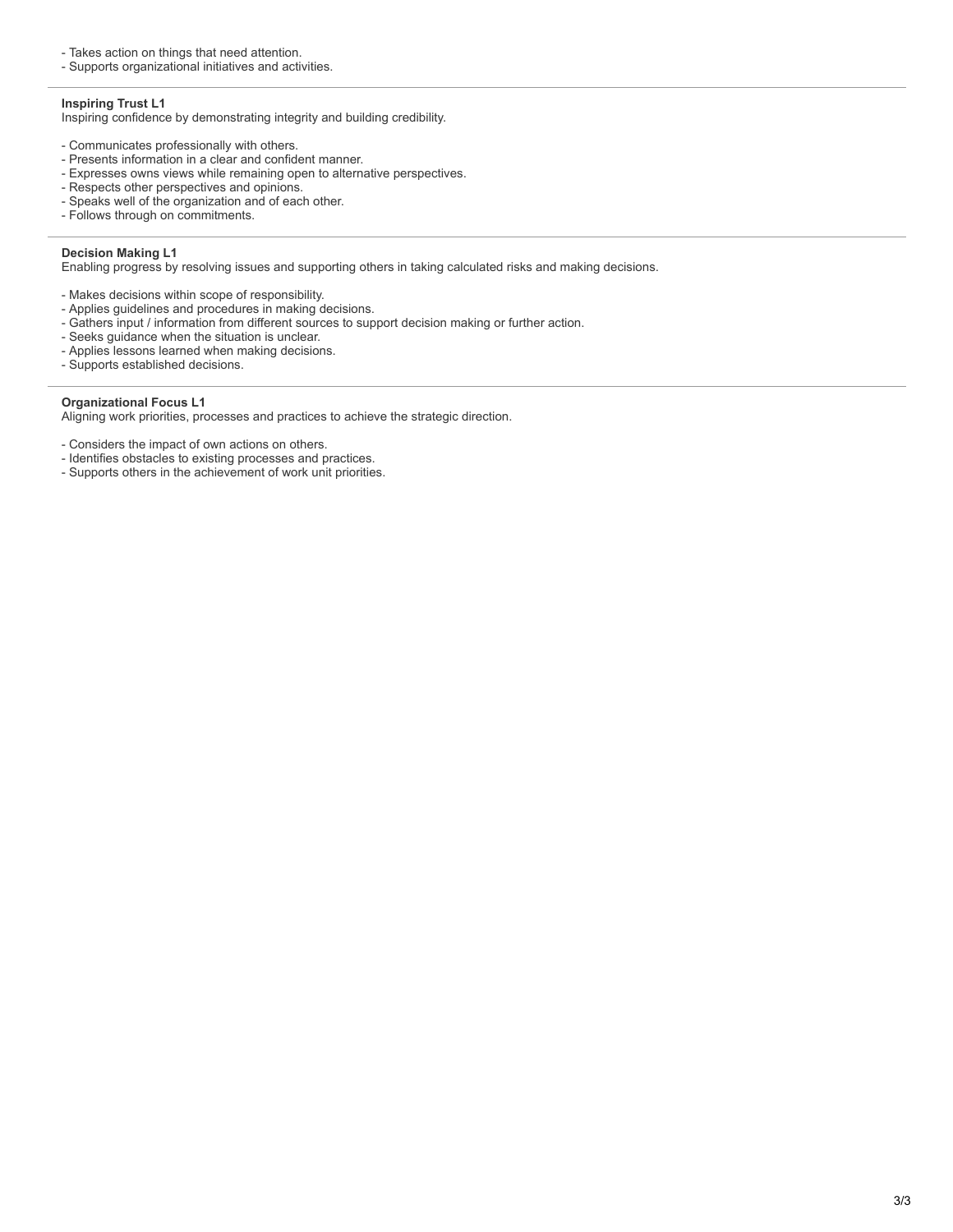- Takes action on things that need attention.
- Supports organizational initiatives and activities.

---

**Inspiring Trust L1**

Inspiring confidence by demonstrating integrity and building credibility.

- Communicates professionally with others.
- Presents information in a clear and confident manner.
- Expresses owns views while remaining open to alternative perspectives.
- Respects other perspectives and opinions.
- Speaks well of the organization and of each other.
- Follows through on commitments.

---

**Decision Making L1**

Enabling progress by resolving issues and supporting others in taking calculated risks and making decisions.

- Makes decisions within scope of responsibility.
- Applies guidelines and procedures in making decisions.
- Gathers input / information from different sources to support decision making or further action.
- Seeks guidance when the situation is unclear.
- Applies lessons learned when making decisions.
- Supports established decisions.

---

**Organizational Focus L1**

Aligning work priorities, processes and practices to achieve the strategic direction.

- Considers the impact of own actions on others.
- Identifies obstacles to existing processes and practices.
- Supports others in the achievement of work unit priorities.